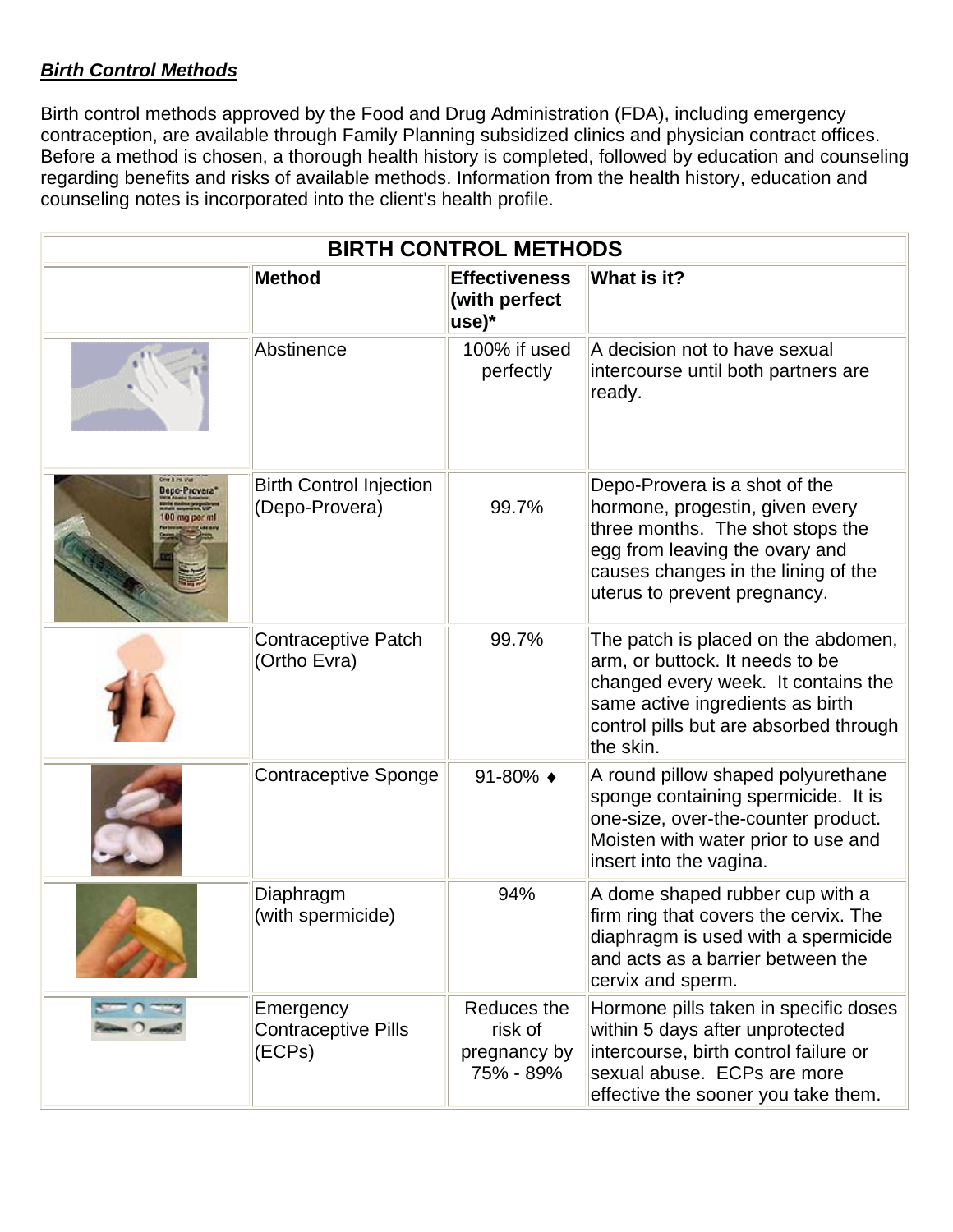***Birth Control Methods***

Birth control methods approved by the Food and Drug Administration (FDA), including emergency contraception, are available through Family Planning subsidized clinics and physician contract offices. Before a method is chosen, a thorough health history is completed, followed by education and counseling regarding benefits and risks of available methods. Information from the health history, education and counseling notes is incorporated into the client's health profile.

| BIRTH CONTROL METHODS | | | |
|---|---|---|---|
| | **Method** | **Effectiveness (with perfect use)*** | **What is it?** |
| | Abstinence | 100% if used perfectly | A decision not to have sexual intercourse until both partners are ready. |
| | Birth Control Injection (Depo-Provera) | 99.7% | Depo-Provera is a shot of the hormone, progestin, given every three months. The shot stops the egg from leaving the ovary and causes changes in the lining of the uterus to prevent pregnancy. |
| | Contraceptive Patch (Ortho Evra) | 99.7% | The patch is placed on the abdomen, arm, or buttock. It needs to be changed every week. It contains the same active ingredients as birth control pills but are absorbed through the skin. |
| | Contraceptive Sponge | 91-80% ♦ | A round pillow shaped polyurethane sponge containing spermicide. It is one-size, over-the-counter product. Moisten with water prior to use and insert into the vagina. |
| | Diaphragm (with spermicide) | 94% | A dome shaped rubber cup with a firm ring that covers the cervix. The diaphragm is used with a spermicide and acts as a barrier between the cervix and sperm. |
| | Emergency Contraceptive Pills (ECPs) | Reduces the risk of pregnancy by 75% - 89% | Hormone pills taken in specific doses within 5 days after unprotected intercourse, birth control failure or sexual abuse. ECPs are more effective the sooner you take them. |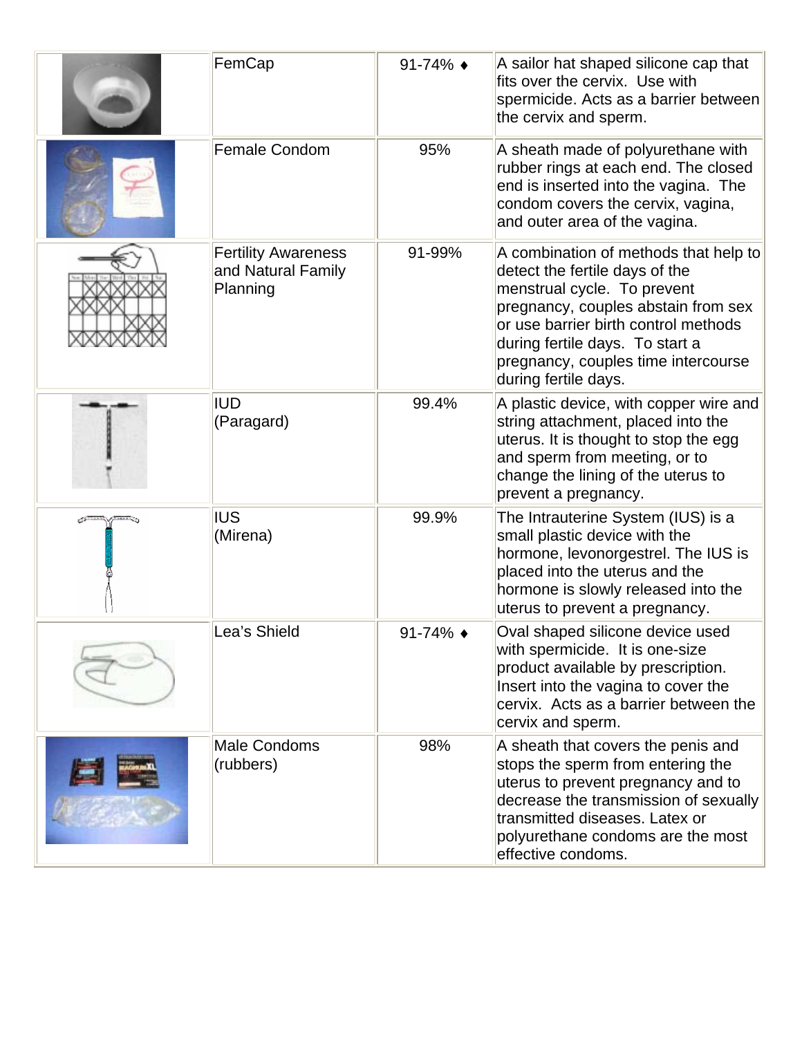| | | | |
|---|---|---|---|
| | FemCap | 91-74% ♦ | A sailor hat shaped silicone cap that fits over the cervix. Use with spermicide. Acts as a barrier between the cervix and sperm. |
| | Female Condom | 95% | A sheath made of polyurethane with rubber rings at each end. The closed end is inserted into the vagina. The condom covers the cervix, vagina, and outer area of the vagina. |
| | Fertility Awareness and Natural Family Planning | 91-99% | A combination of methods that help to detect the fertile days of the menstrual cycle. To prevent pregnancy, couples abstain from sex or use barrier birth control methods during fertile days. To start a pregnancy, couples time intercourse during fertile days. |
| | IUD (Paragard) | 99.4% | A plastic device, with copper wire and string attachment, placed into the uterus. It is thought to stop the egg and sperm from meeting, or to change the lining of the uterus to prevent a pregnancy. |
| | IUS (Mirena) | 99.9% | The Intrauterine System (IUS) is a small plastic device with the hormone, levonorgestrel. The IUS is placed into the uterus and the hormone is slowly released into the uterus to prevent a pregnancy. |
| | Lea's Shield | 91-74% ♦ | Oval shaped silicone device used with spermicide. It is one-size product available by prescription. Insert into the vagina to cover the cervix. Acts as a barrier between the cervix and sperm. |
| | Male Condoms (rubbers) | 98% | A sheath that covers the penis and stops the sperm from entering the uterus to prevent pregnancy and to decrease the transmission of sexually transmitted diseases. Latex or polyurethane condoms are the most effective condoms. |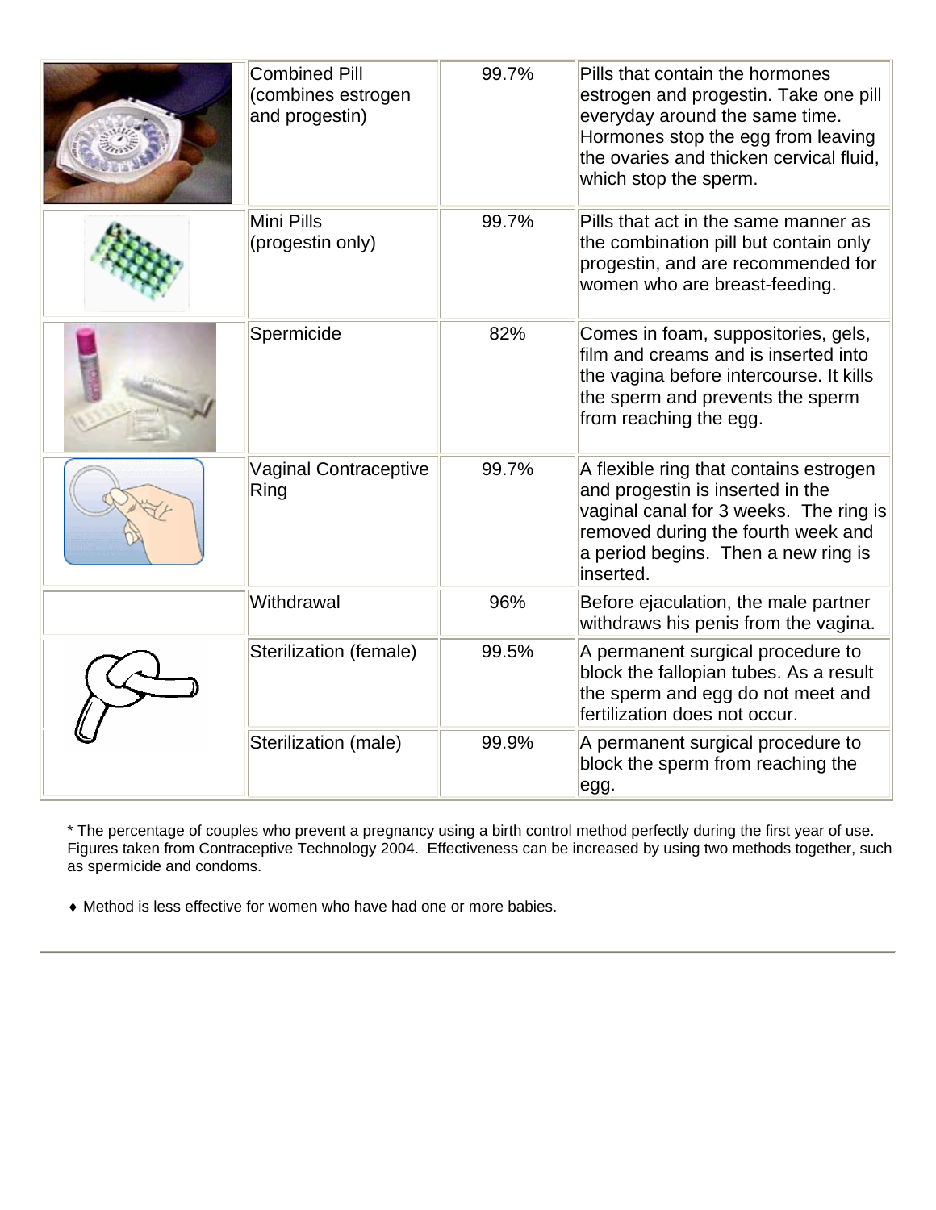| | | | |
|---|---|---|---|
| | Combined Pill (combines estrogen and progestin) | 99.7% | Pills that contain the hormones estrogen and progestin. Take one pill everyday around the same time. Hormones stop the egg from leaving the ovaries and thicken cervical fluid, which stop the sperm. |
| | Mini Pills (progestin only) | 99.7% | Pills that act in the same manner as the combination pill but contain only progestin, and are recommended for women who are breast-feeding. |
| | Spermicide | 82% | Comes in foam, suppositories, gels, film and creams and is inserted into the vagina before intercourse. It kills the sperm and prevents the sperm from reaching the egg. |
| | Vaginal Contraceptive Ring | 99.7% | A flexible ring that contains estrogen and progestin is inserted in the vaginal canal for 3 weeks. The ring is removed during the fourth week and a period begins. Then a new ring is inserted. |
| | Withdrawal | 96% | Before ejaculation, the male partner withdraws his penis from the vagina. |
| | Sterilization (female) | 99.5% | A permanent surgical procedure to block the fallopian tubes. As a result the sperm and egg do not meet and fertilization does not occur. |
| | Sterilization (male) | 99.9% | A permanent surgical procedure to block the sperm from reaching the egg. |

* The percentage of couples who prevent a pregnancy using a birth control method perfectly during the first year of use. Figures taken from Contraceptive Technology 2004. Effectiveness can be increased by using two methods together, such as spermicide and condoms.

♦ Method is less effective for women who have had one or more babies.